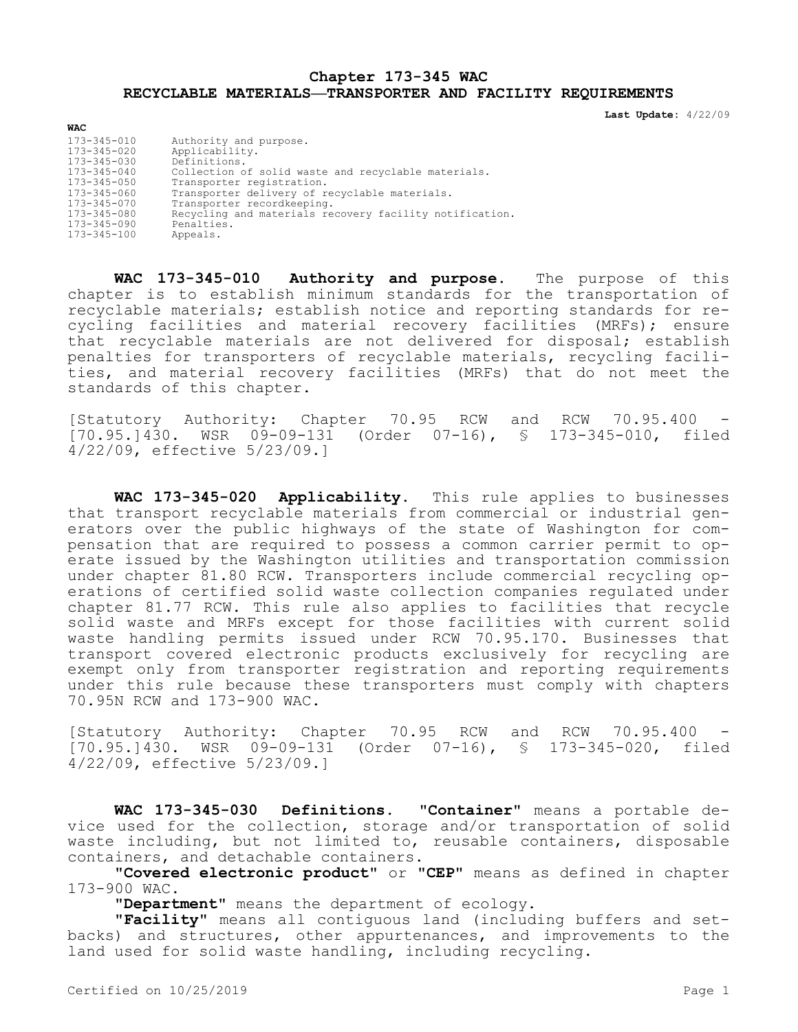# Chapter 173-345 WAC
## RECYCLABLE MATERIALS—TRANSPORTER AND FACILITY REQUIREMENTS

**Last Update:** 4/22/09

| WAC | |
|---|---|
| 173-345-010 | Authority and purpose. |
| 173-345-020 | Applicability. |
| 173-345-030 | Definitions. |
| 173-345-040 | Collection of solid waste and recyclable materials. |
| 173-345-050 | Transporter registration. |
| 173-345-060 | Transporter delivery of recyclable materials. |
| 173-345-070 | Transporter recordkeeping. |
| 173-345-080 | Recycling and materials recovery facility notification. |
| 173-345-090 | Penalties. |
| 173-345-100 | Appeals. |

**WAC 173-345-010 Authority and purpose.** The purpose of this chapter is to establish minimum standards for the transportation of recyclable materials; establish notice and reporting standards for recycling facilities and material recovery facilities (MRFs); ensure that recyclable materials are not delivered for disposal; establish penalties for transporters of recyclable materials, recycling facilities, and material recovery facilities (MRFs) that do not meet the standards of this chapter.

[Statutory Authority: Chapter 70.95 RCW and RCW 70.95.400 - [70.95.]430. WSR 09-09-131 (Order 07-16), § 173-345-010, filed 4/22/09, effective 5/23/09.]

**WAC 173-345-020 Applicability.** This rule applies to businesses that transport recyclable materials from commercial or industrial generators over the public highways of the state of Washington for compensation that are required to possess a common carrier permit to operate issued by the Washington utilities and transportation commission under chapter 81.80 RCW. Transporters include commercial recycling operations of certified solid waste collection companies regulated under chapter 81.77 RCW. This rule also applies to facilities that recycle solid waste and MRFs except for those facilities with current solid waste handling permits issued under RCW 70.95.170. Businesses that transport covered electronic products exclusively for recycling are exempt only from transporter registration and reporting requirements under this rule because these transporters must comply with chapters 70.95N RCW and 173-900 WAC.

[Statutory Authority: Chapter 70.95 RCW and RCW 70.95.400 - [70.95.]430. WSR 09-09-131 (Order 07-16), § 173-345-020, filed 4/22/09, effective 5/23/09.]

**WAC 173-345-030 Definitions.** **"Container"** means a portable device used for the collection, storage and/or transportation of solid waste including, but not limited to, reusable containers, disposable containers, and detachable containers.

**"Covered electronic product"** or **"CEP"** means as defined in chapter 173-900 WAC.

**"Department"** means the department of ecology.

**"Facility"** means all contiguous land (including buffers and setbacks) and structures, other appurtenances, and improvements to the land used for solid waste handling, including recycling.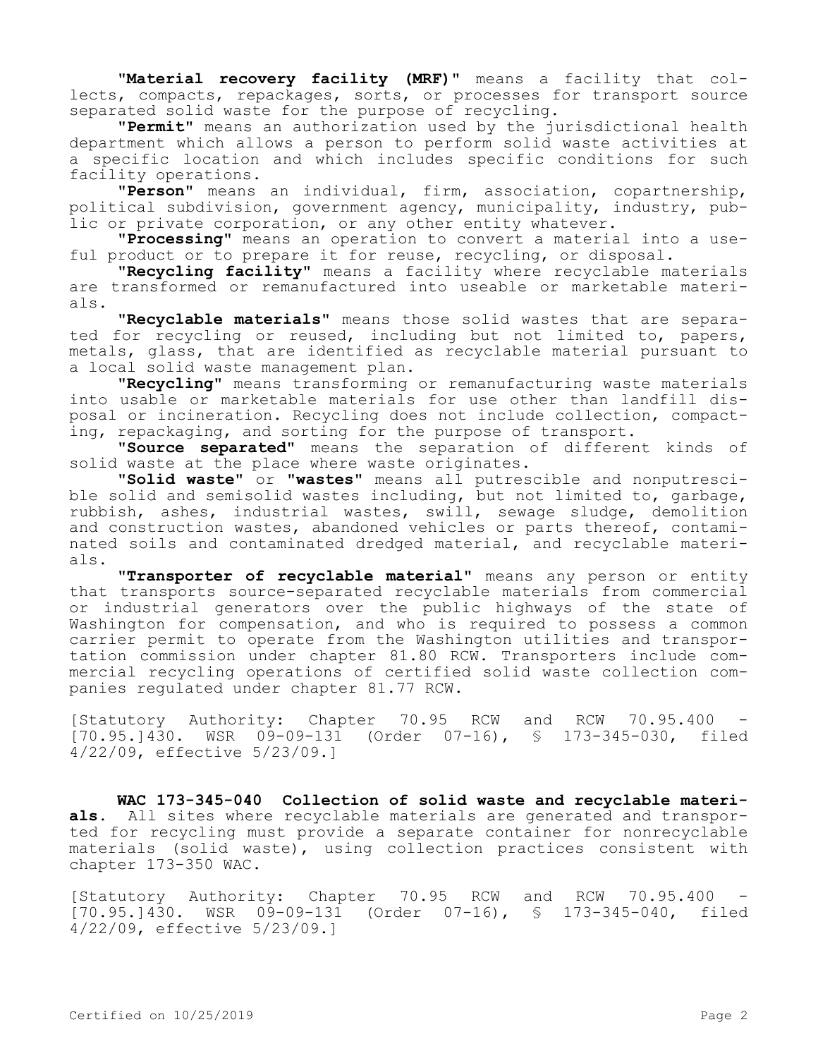"**Material recovery facility (MRF)**" means a facility that collects, compacts, repackages, sorts, or processes for transport source separated solid waste for the purpose of recycling.

"**Permit**" means an authorization used by the jurisdictional health department which allows a person to perform solid waste activities at a specific location and which includes specific conditions for such facility operations.

"**Person**" means an individual, firm, association, copartnership, political subdivision, government agency, municipality, industry, public or private corporation, or any other entity whatever.

"**Processing**" means an operation to convert a material into a useful product or to prepare it for reuse, recycling, or disposal.

"**Recycling facility**" means a facility where recyclable materials are transformed or remanufactured into useable or marketable materials.

"**Recyclable materials**" means those solid wastes that are separated for recycling or reused, including but not limited to, papers, metals, glass, that are identified as recyclable material pursuant to a local solid waste management plan.

"**Recycling**" means transforming or remanufacturing waste materials into usable or marketable materials for use other than landfill disposal or incineration. Recycling does not include collection, compacting, repackaging, and sorting for the purpose of transport.

"**Source separated**" means the separation of different kinds of solid waste at the place where waste originates.

"**Solid waste**" or "**wastes**" means all putrescible and nonputrescible solid and semisolid wastes including, but not limited to, garbage, rubbish, ashes, industrial wastes, swill, sewage sludge, demolition and construction wastes, abandoned vehicles or parts thereof, contaminated soils and contaminated dredged material, and recyclable materials.

"**Transporter of recyclable material**" means any person or entity that transports source-separated recyclable materials from commercial or industrial generators over the public highways of the state of Washington for compensation, and who is required to possess a common carrier permit to operate from the Washington utilities and transportation commission under chapter 81.80 RCW. Transporters include commercial recycling operations of certified solid waste collection companies regulated under chapter 81.77 RCW.

[Statutory Authority: Chapter 70.95 RCW and RCW 70.95.400 - [70.95.]430. WSR 09-09-131 (Order 07-16), § 173-345-030, filed 4/22/09, effective 5/23/09.]

**WAC 173-345-040 Collection of solid waste and recyclable materials.** All sites where recyclable materials are generated and transported for recycling must provide a separate container for nonrecyclable materials (solid waste), using collection practices consistent with chapter 173-350 WAC.

[Statutory Authority: Chapter 70.95 RCW and RCW 70.95.400 - [70.95.]430. WSR 09-09-131 (Order 07-16), § 173-345-040, filed 4/22/09, effective 5/23/09.]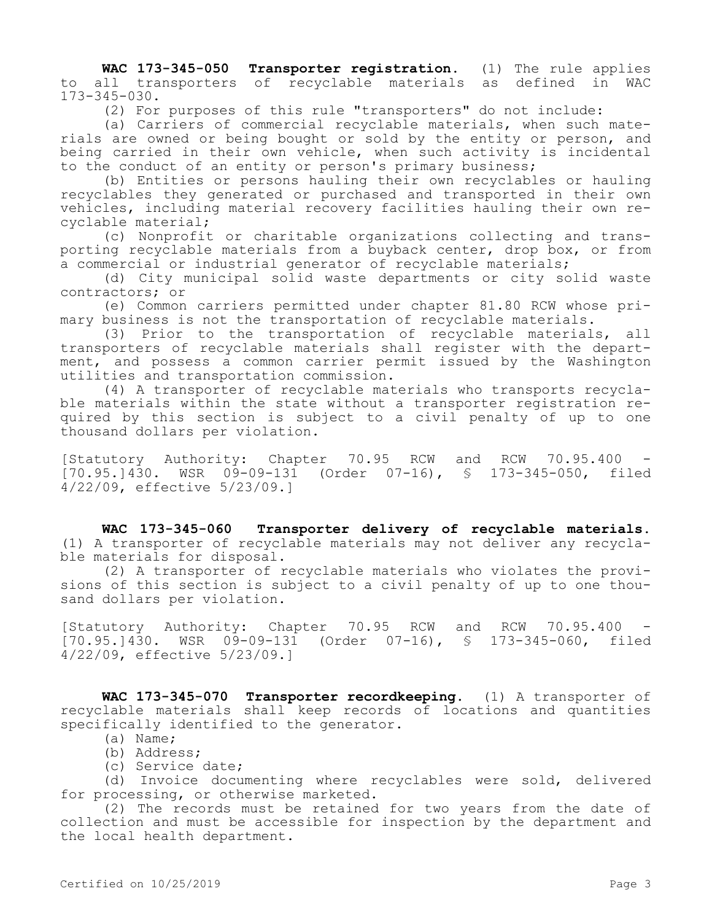**WAC 173-345-050 Transporter registration.** (1) The rule applies to all transporters of recyclable materials as defined in WAC 173-345-030.

(2) For purposes of this rule "transporters" do not include:

(a) Carriers of commercial recyclable materials, when such materials are owned or being bought or sold by the entity or person, and being carried in their own vehicle, when such activity is incidental to the conduct of an entity or person's primary business;

(b) Entities or persons hauling their own recyclables or hauling recyclables they generated or purchased and transported in their own vehicles, including material recovery facilities hauling their own recyclable material;

(c) Nonprofit or charitable organizations collecting and transporting recyclable materials from a buyback center, drop box, or from a commercial or industrial generator of recyclable materials;

(d) City municipal solid waste departments or city solid waste contractors; or

(e) Common carriers permitted under chapter 81.80 RCW whose primary business is not the transportation of recyclable materials.

(3) Prior to the transportation of recyclable materials, all transporters of recyclable materials shall register with the department, and possess a common carrier permit issued by the Washington utilities and transportation commission.

(4) A transporter of recyclable materials who transports recyclable materials within the state without a transporter registration required by this section is subject to a civil penalty of up to one thousand dollars per violation.

[Statutory Authority: Chapter 70.95 RCW and RCW 70.95.400 - [70.95.]430. WSR 09-09-131 (Order 07-16), § 173-345-050, filed 4/22/09, effective 5/23/09.]

**WAC 173-345-060 Transporter delivery of recyclable materials.** (1) A transporter of recyclable materials may not deliver any recyclable materials for disposal.

(2) A transporter of recyclable materials who violates the provisions of this section is subject to a civil penalty of up to one thousand dollars per violation.

[Statutory Authority: Chapter 70.95 RCW and RCW 70.95.400 - [70.95.]430. WSR 09-09-131 (Order 07-16), § 173-345-060, filed 4/22/09, effective 5/23/09.]

**WAC 173-345-070 Transporter recordkeeping.** (1) A transporter of recyclable materials shall keep records of locations and quantities specifically identified to the generator.

(a) Name;

(b) Address;

(c) Service date;

(d) Invoice documenting where recyclables were sold, delivered for processing, or otherwise marketed.

(2) The records must be retained for two years from the date of collection and must be accessible for inspection by the department and the local health department.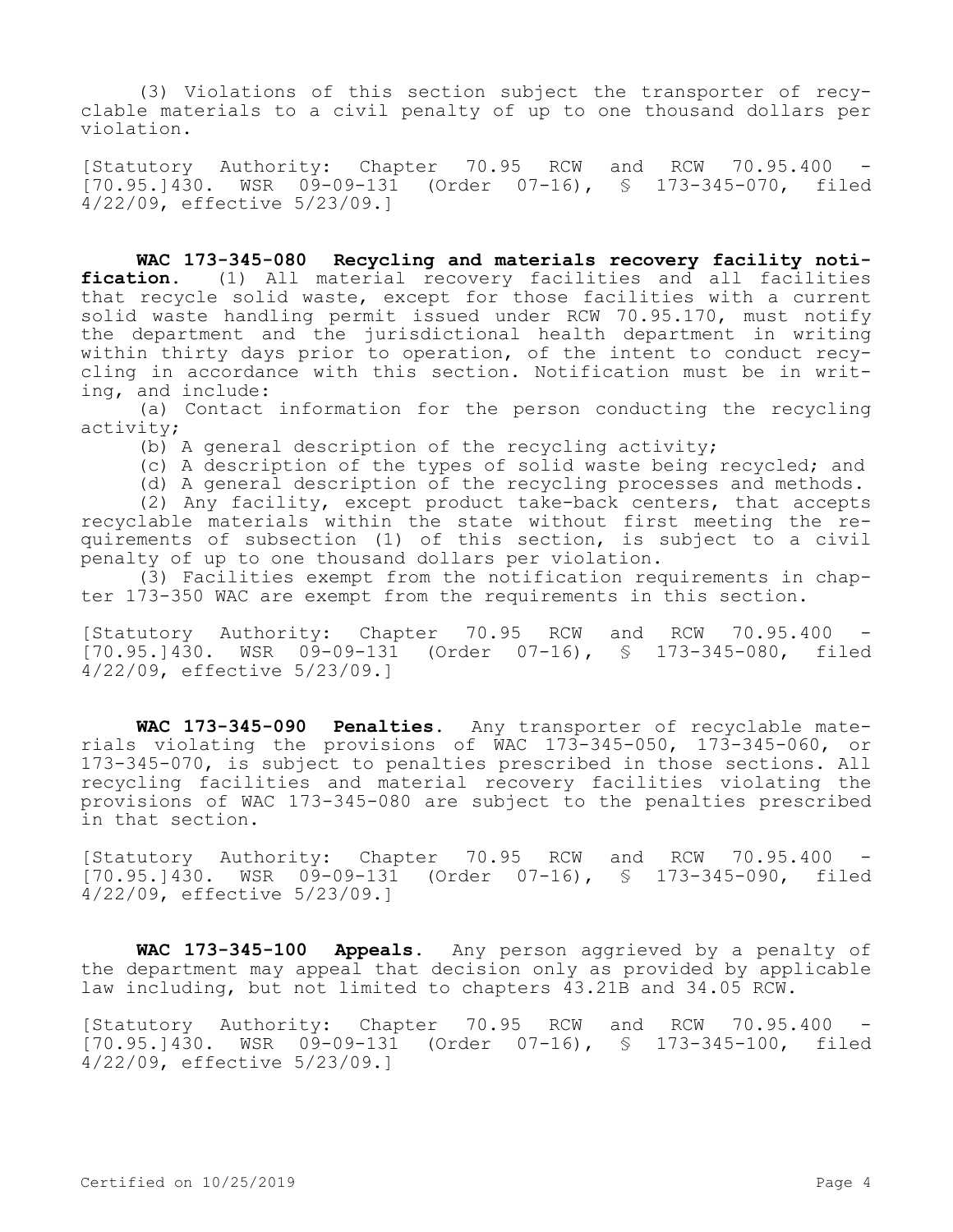(3) Violations of this section subject the transporter of recyclable materials to a civil penalty of up to one thousand dollars per violation.

[Statutory Authority: Chapter 70.95 RCW and RCW 70.95.400 - [70.95.]430. WSR 09-09-131 (Order 07-16), § 173-345-070, filed 4/22/09, effective 5/23/09.]

**WAC 173-345-080 Recycling and materials recovery facility notification.** (1) All material recovery facilities and all facilities that recycle solid waste, except for those facilities with a current solid waste handling permit issued under RCW 70.95.170, must notify the department and the jurisdictional health department in writing within thirty days prior to operation, of the intent to conduct recycling in accordance with this section. Notification must be in writing, and include:

(a) Contact information for the person conducting the recycling activity;

(b) A general description of the recycling activity;

(c) A description of the types of solid waste being recycled; and

(d) A general description of the recycling processes and methods.

(2) Any facility, except product take-back centers, that accepts recyclable materials within the state without first meeting the requirements of subsection (1) of this section, is subject to a civil penalty of up to one thousand dollars per violation.

(3) Facilities exempt from the notification requirements in chapter 173-350 WAC are exempt from the requirements in this section.

[Statutory Authority: Chapter 70.95 RCW and RCW 70.95.400 - [70.95.]430. WSR 09-09-131 (Order 07-16), § 173-345-080, filed 4/22/09, effective 5/23/09.]

**WAC 173-345-090 Penalties.** Any transporter of recyclable materials violating the provisions of WAC 173-345-050, 173-345-060, or 173-345-070, is subject to penalties prescribed in those sections. All recycling facilities and material recovery facilities violating the provisions of WAC 173-345-080 are subject to the penalties prescribed in that section.

[Statutory Authority: Chapter 70.95 RCW and RCW 70.95.400 - [70.95.]430. WSR 09-09-131 (Order 07-16), § 173-345-090, filed 4/22/09, effective 5/23/09.]

**WAC 173-345-100 Appeals.** Any person aggrieved by a penalty of the department may appeal that decision only as provided by applicable law including, but not limited to chapters 43.21B and 34.05 RCW.

[Statutory Authority: Chapter 70.95 RCW and RCW 70.95.400 - [70.95.]430. WSR 09-09-131 (Order 07-16), § 173-345-100, filed 4/22/09, effective 5/23/09.]